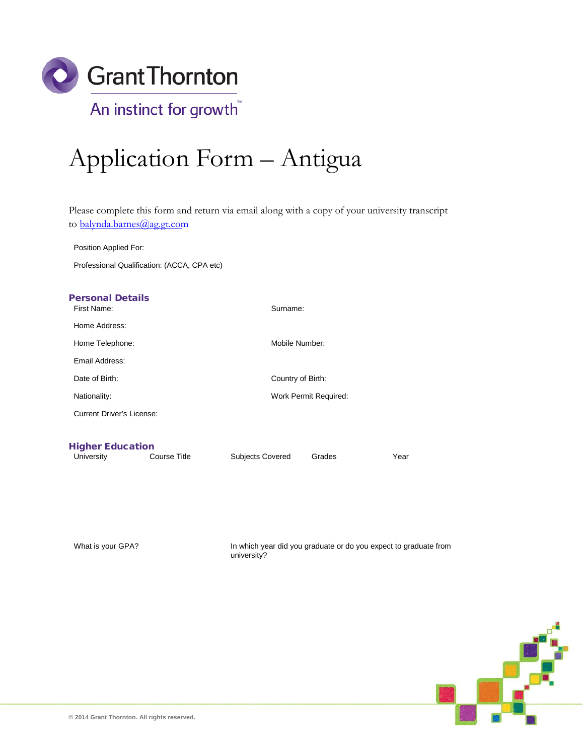# Application Form – Antigua

Please complete this form and return via email along with a copy of your university transcript to balynda.barnes@ag.gt.com

Position Applied For:

Professional Qualification: (ACCA, CPA etc)

## Personal Details

First Name:

Surname:

Home Address:

Home Telephone:

Mobile Number:

Email Address:

Date of Birth:

Country of Birth:

Nationality:

Work Permit Required:

Current Driver's License:

## Higher Education

| University | Course Title | Subjects Covered | Grades | Year |
|---|---|---|---|---|
| | | | | |

What is your GPA?

In which year did you graduate or do you expect to graduate from university?

© 2014 Grant Thornton. All rights reserved.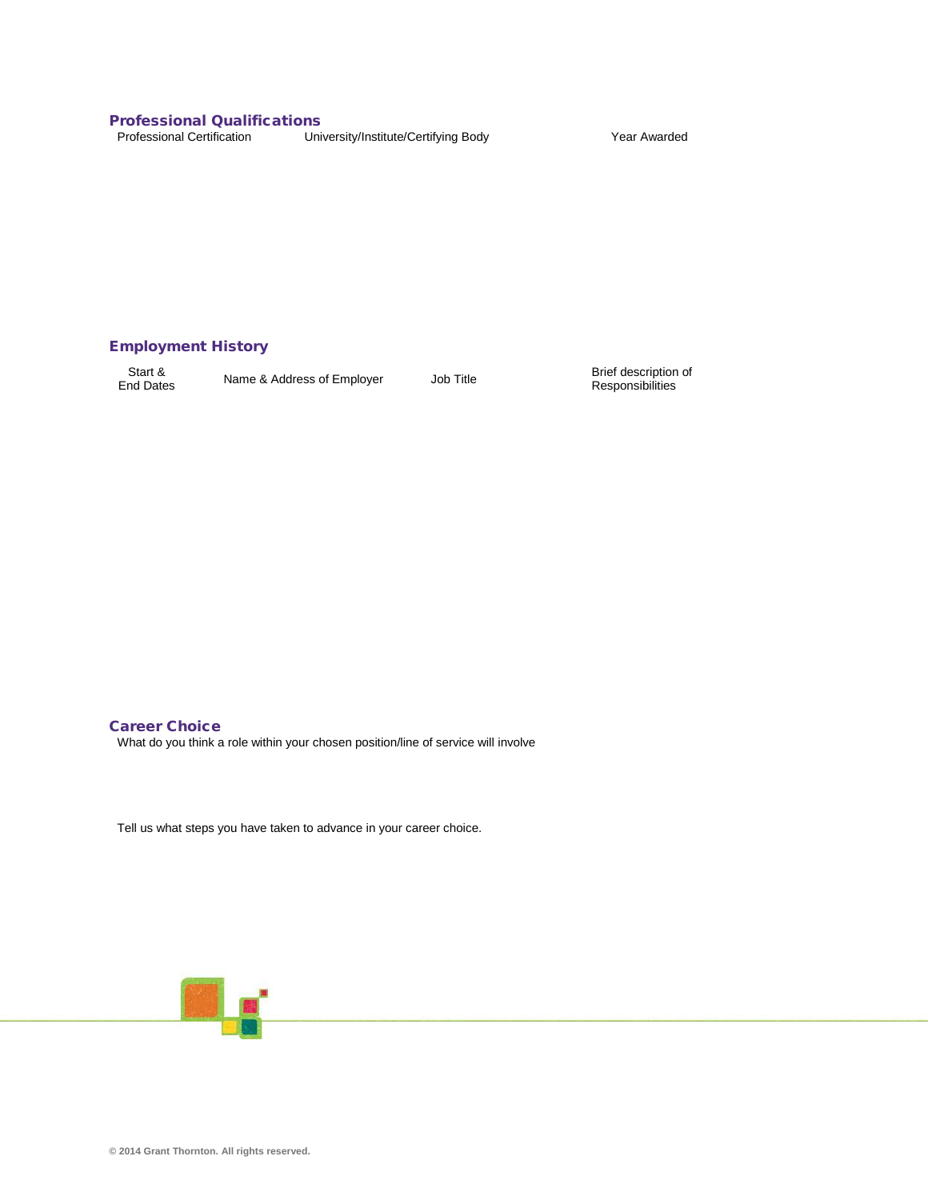## Professional Qualifications

| Professional Certification | University/Institute/Certifying Body | Year Awarded |
|---|---|---|
| | | |

## Employment History

| Start & End Dates | Name & Address of Employer | Job Title | Brief description of Responsibilities |
|---|---|---|---|
| | | | |

## Career Choice

What do you think a role within your chosen position/line of service will involve

Tell us what steps you have taken to advance in your career choice.

© 2014 Grant Thornton. All rights reserved.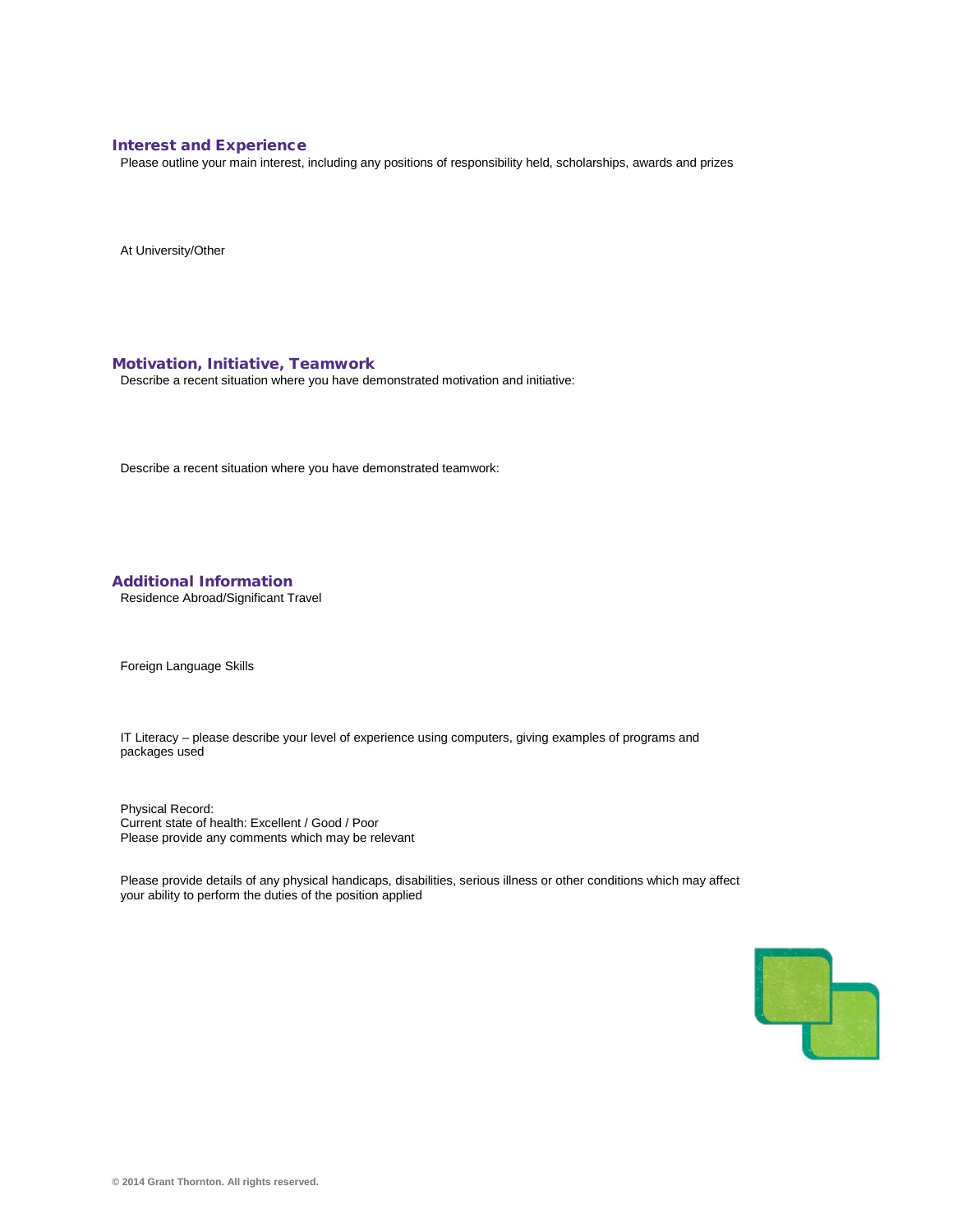## Interest and Experience

Please outline your main interest, including any positions of responsibility held, scholarships, awards and prizes

At University/Other

## Motivation, Initiative, Teamwork

Describe a recent situation where you have demonstrated motivation and initiative:

Describe a recent situation where you have demonstrated teamwork:

## Additional Information

Residence Abroad/Significant Travel

Foreign Language Skills

IT Literacy – please describe your level of experience using computers, giving examples of programs and packages used

Physical Record:
Current state of health: Excellent / Good / Poor
Please provide any comments which may be relevant

Please provide details of any physical handicaps, disabilities, serious illness or other conditions which may affect your ability to perform the duties of the position applied

© 2014 Grant Thornton. All rights reserved.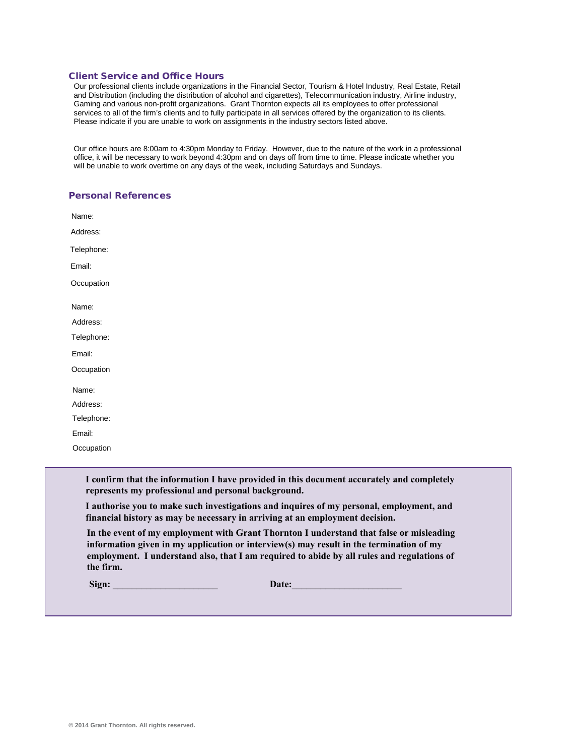## Client Service and Office Hours

Our professional clients include organizations in the Financial Sector, Tourism & Hotel Industry, Real Estate, Retail and Distribution (including the distribution of alcohol and cigarettes), Telecommunication industry, Airline industry, Gaming and various non-profit organizations. Grant Thornton expects all its employees to offer professional services to all of the firm's clients and to fully participate in all services offered by the organization to its clients. Please indicate if you are unable to work on assignments in the industry sectors listed above.

Our office hours are 8:00am to 4:30pm Monday to Friday. However, due to the nature of the work in a professional office, it will be necessary to work beyond 4:30pm and on days off from time to time. Please indicate whether you will be unable to work overtime on any days of the week, including Saturdays and Sundays.

## Personal References

Name:

Address:

Telephone:

Email:

Occupation

Name:

Address:

Telephone:

Email:

Occupation

Name:

Address:

Telephone:

Email:

Occupation

**I confirm that the information I have provided in this document accurately and completely represents my professional and personal background.**

**I authorise you to make such investigations and inquires of my personal, employment, and financial history as may be necessary in arriving at an employment decision.**

**In the event of my employment with Grant Thornton I understand that false or misleading information given in my application or interview(s) may result in the termination of my employment. I understand also, that I am required to abide by all rules and regulations of the firm.**

**Sign: ______________________ Date:______________________**

© 2014 Grant Thornton. All rights reserved.